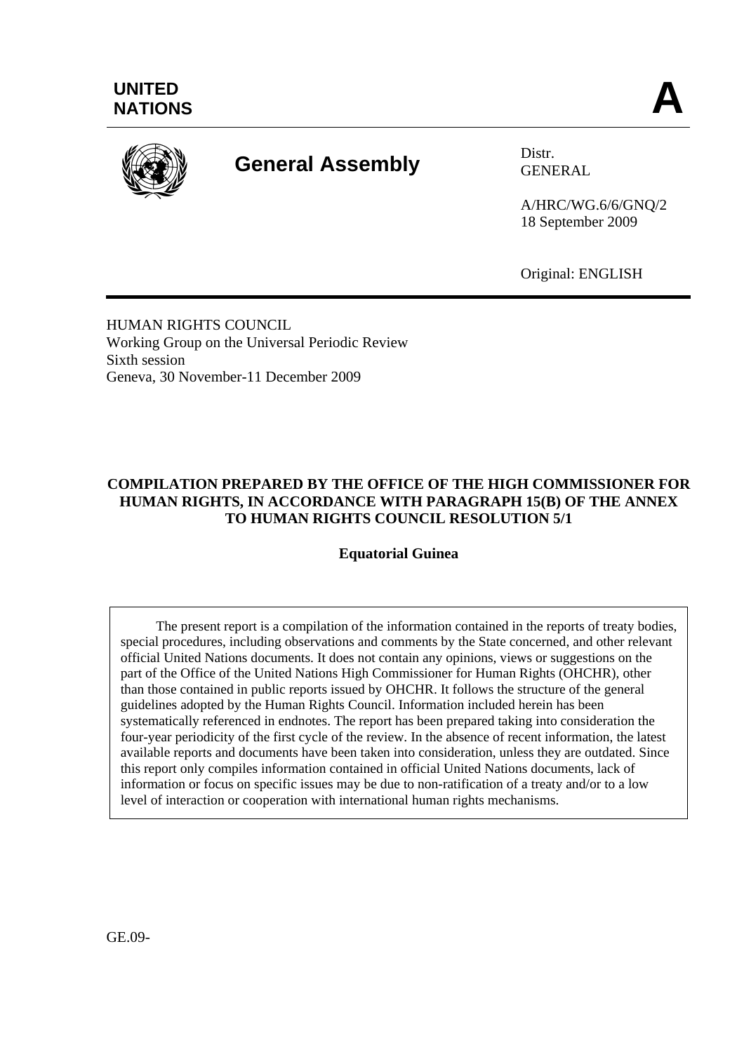UNITED NATIONS

**A**

# General Assembly

Distr.
GENERAL

A/HRC/WG.6/6/GNQ/2
18 September 2009

Original: ENGLISH

HUMAN RIGHTS COUNCIL
Working Group on the Universal Periodic Review
Sixth session
Geneva, 30 November-11 December 2009

## COMPILATION PREPARED BY THE OFFICE OF THE HIGH COMMISSIONER FOR HUMAN RIGHTS, IN ACCORDANCE WITH PARAGRAPH 15(B) OF THE ANNEX TO HUMAN RIGHTS COUNCIL RESOLUTION 5/1

**Equatorial Guinea**

The present report is a compilation of the information contained in the reports of treaty bodies, special procedures, including observations and comments by the State concerned, and other relevant official United Nations documents. It does not contain any opinions, views or suggestions on the part of the Office of the United Nations High Commissioner for Human Rights (OHCHR), other than those contained in public reports issued by OHCHR. It follows the structure of the general guidelines adopted by the Human Rights Council. Information included herein has been systematically referenced in endnotes. The report has been prepared taking into consideration the four-year periodicity of the first cycle of the review. In the absence of recent information, the latest available reports and documents have been taken into consideration, unless they are outdated. Since this report only compiles information contained in official United Nations documents, lack of information or focus on specific issues may be due to non-ratification of a treaty and/or to a low level of interaction or cooperation with international human rights mechanisms.

GE.09-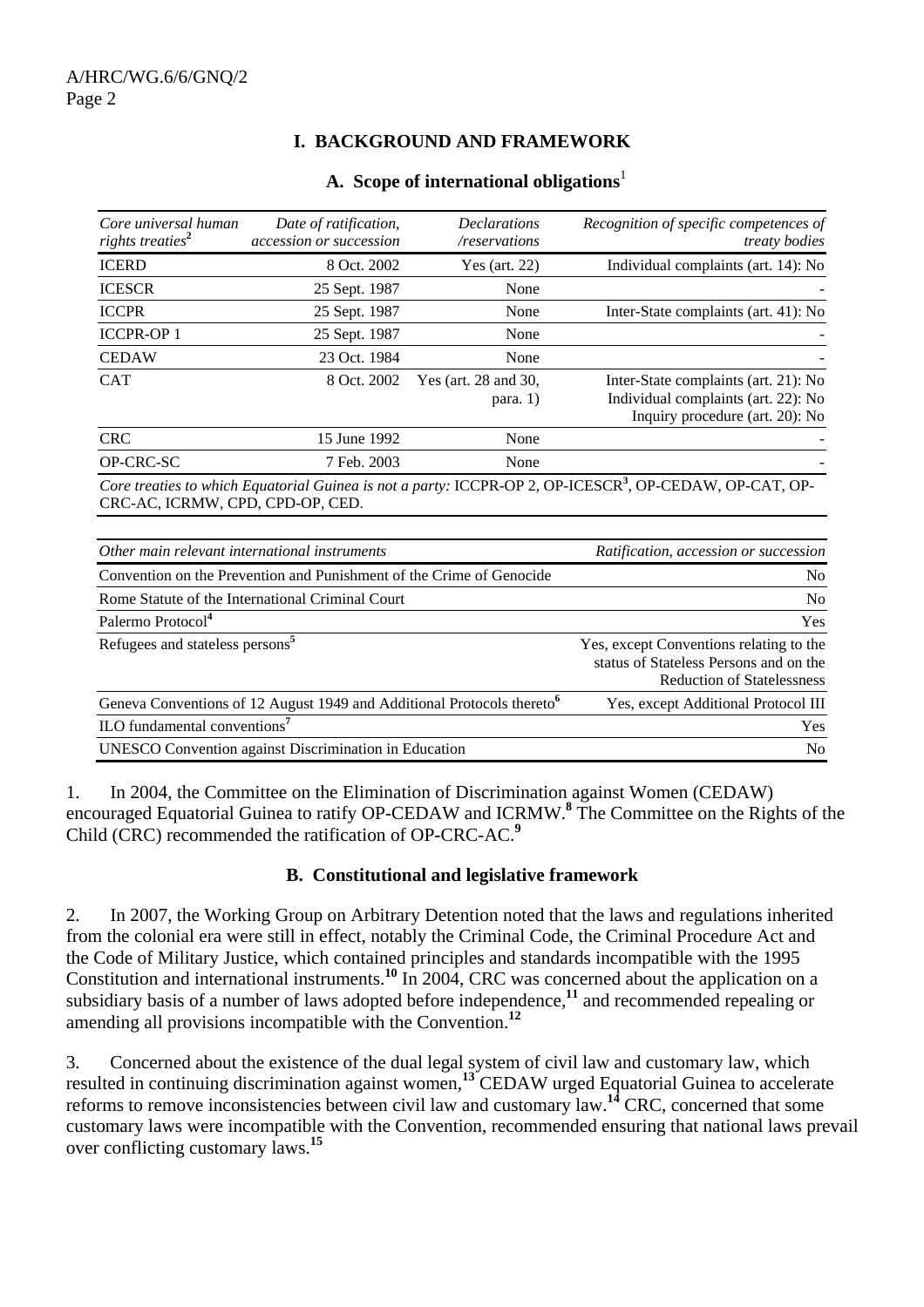## I. BACKGROUND AND FRAMEWORK

### A. Scope of international obligations[1]

| *Core universal human rights treaties*[2] | *Date of ratification, accession or succession* | *Declarations /reservations* | *Recognition of specific competences of treaty bodies* |
|---|---|---|---|
| ICERD | 8 Oct. 2002 | Yes (art. 22) | Individual complaints (art. 14): No |
| ICESCR | 25 Sept. 1987 | None | - |
| ICCPR | 25 Sept. 1987 | None | Inter-State complaints (art. 41): No |
| ICCPR-OP 1 | 25 Sept. 1987 | None | - |
| CEDAW | 23 Oct. 1984 | None | - |
| CAT | 8 Oct. 2002 | Yes (art. 28 and 30, para. 1) | Inter-State complaints (art. 21): No<br>Individual complaints (art. 22): No<br>Inquiry procedure (art. 20): No |
| CRC | 15 June 1992 | None | - |
| OP-CRC-SC | 7 Feb. 2003 | None | - |

*Core treaties to which Equatorial Guinea is not a party:* ICCPR-OP 2, OP-ICESCR[3], OP-CEDAW, OP-CAT, OP-CRC-AC, ICRMW, CPD, CPD-OP, CED.

| *Other main relevant international instruments* | *Ratification, accession or succession* |
|---|---|
| Convention on the Prevention and Punishment of the Crime of Genocide | No |
| Rome Statute of the International Criminal Court | No |
| Palermo Protocol[4] | Yes |
| Refugees and stateless persons[5] | Yes, except Conventions relating to the status of Stateless Persons and on the Reduction of Statelessness |
| Geneva Conventions of 12 August 1949 and Additional Protocols thereto[6] | Yes, except Additional Protocol III |
| ILO fundamental conventions[7] | Yes |
| UNESCO Convention against Discrimination in Education | No |

1. In 2004, the Committee on the Elimination of Discrimination against Women (CEDAW) encouraged Equatorial Guinea to ratify OP-CEDAW and ICRMW.[8] The Committee on the Rights of the Child (CRC) recommended the ratification of OP-CRC-AC.[9]

### B. Constitutional and legislative framework

2. In 2007, the Working Group on Arbitrary Detention noted that the laws and regulations inherited from the colonial era were still in effect, notably the Criminal Code, the Criminal Procedure Act and the Code of Military Justice, which contained principles and standards incompatible with the 1995 Constitution and international instruments.[10] In 2004, CRC was concerned about the application on a subsidiary basis of a number of laws adopted before independence,[11] and recommended repealing or amending all provisions incompatible with the Convention.[12]

3. Concerned about the existence of the dual legal system of civil law and customary law, which resulted in continuing discrimination against women,[13] CEDAW urged Equatorial Guinea to accelerate reforms to remove inconsistencies between civil law and customary law.[14] CRC, concerned that some customary laws were incompatible with the Convention, recommended ensuring that national laws prevail over conflicting customary laws.[15]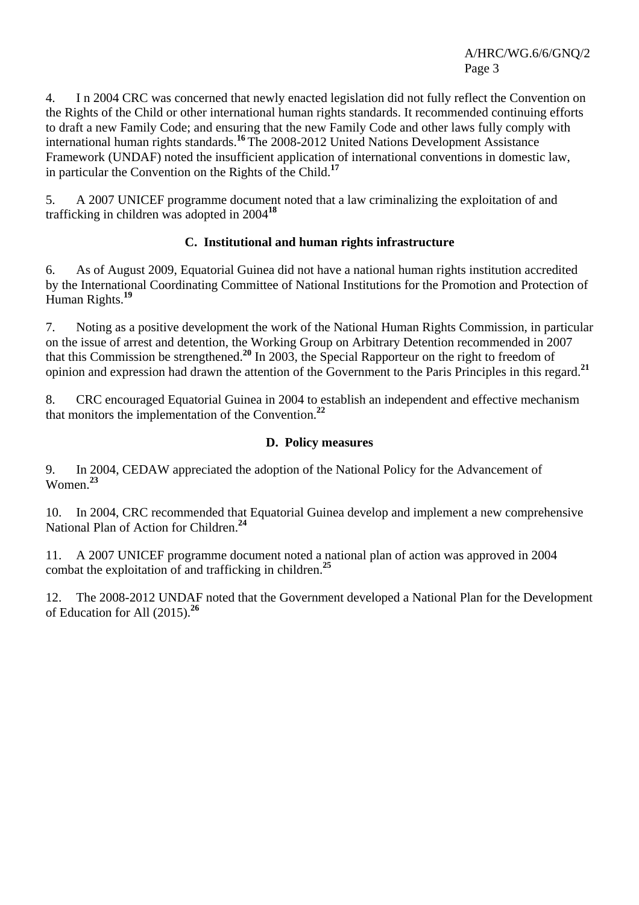4. I n 2004 CRC was concerned that newly enacted legislation did not fully reflect the Convention on the Rights of the Child or other international human rights standards. It recommended continuing efforts to draft a new Family Code; and ensuring that the new Family Code and other laws fully comply with international human rights standards.[16] The 2008-2012 United Nations Development Assistance Framework (UNDAF) noted the insufficient application of international conventions in domestic law, in particular the Convention on the Rights of the Child.[17]

5. A 2007 UNICEF programme document noted that a law criminalizing the exploitation of and trafficking in children was adopted in 2004[18]

## C. Institutional and human rights infrastructure

6. As of August 2009, Equatorial Guinea did not have a national human rights institution accredited by the International Coordinating Committee of National Institutions for the Promotion and Protection of Human Rights.[19]

7. Noting as a positive development the work of the National Human Rights Commission, in particular on the issue of arrest and detention, the Working Group on Arbitrary Detention recommended in 2007 that this Commission be strengthened.[20] In 2003, the Special Rapporteur on the right to freedom of opinion and expression had drawn the attention of the Government to the Paris Principles in this regard.[21]

8. CRC encouraged Equatorial Guinea in 2004 to establish an independent and effective mechanism that monitors the implementation of the Convention.[22]

## D. Policy measures

9. In 2004, CEDAW appreciated the adoption of the National Policy for the Advancement of Women.[23]

10. In 2004, CRC recommended that Equatorial Guinea develop and implement a new comprehensive National Plan of Action for Children.[24]

11. A 2007 UNICEF programme document noted a national plan of action was approved in 2004 combat the exploitation of and trafficking in children.[25]

12. The 2008-2012 UNDAF noted that the Government developed a National Plan for the Development of Education for All (2015).[26]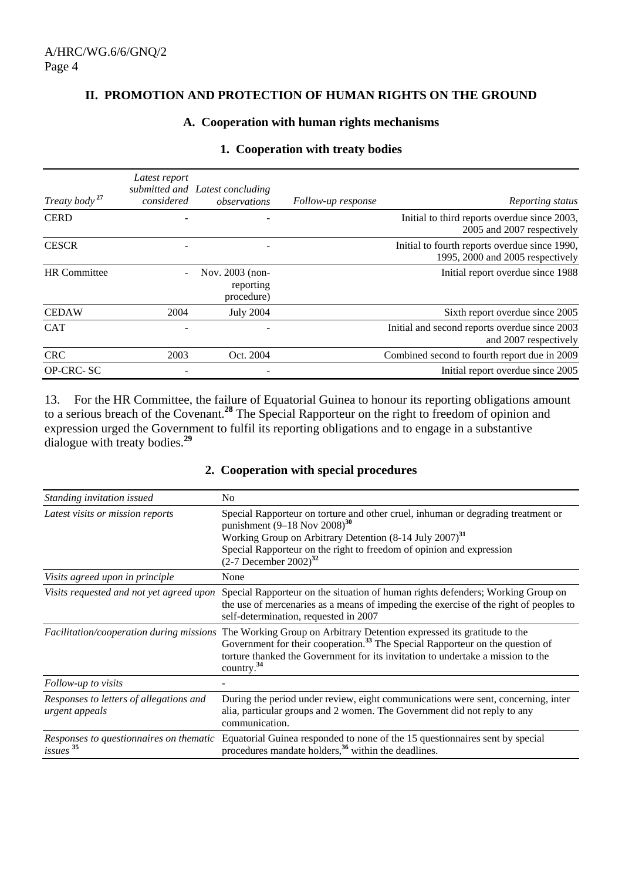## II. PROMOTION AND PROTECTION OF HUMAN RIGHTS ON THE GROUND

### A. Cooperation with human rights mechanisms

#### 1. Cooperation with treaty bodies

| *Treaty body* [27] | *Latest report submitted and considered* | *Latest concluding observations* | *Follow-up response* | *Reporting status* |
|---|---|---|---|---|
| CERD | - | - | | Initial to third reports overdue since 2003, 2005 and 2007 respectively |
| CESCR | - | - | | Initial to fourth reports overdue since 1990, 1995, 2000 and 2005 respectively |
| HR Committee | - | Nov. 2003 (non-reporting procedure) | | Initial report overdue since 1988 |
| CEDAW | 2004 | July 2004 | | Sixth report overdue since 2005 |
| CAT | - | - | | Initial and second reports overdue since 2003 and 2007 respectively |
| CRC | 2003 | Oct. 2004 | | Combined second to fourth report due in 2009 |
| OP-CRC- SC | - | - | | Initial report overdue since 2005 |

13. For the HR Committee, the failure of Equatorial Guinea to honour its reporting obligations amount to a serious breach of the Covenant.[28] The Special Rapporteur on the right to freedom of opinion and expression urged the Government to fulfil its reporting obligations and to engage in a substantive dialogue with treaty bodies.[29]

#### 2. Cooperation with special procedures

| | |
|---|---|
| *Standing invitation issued* | No |
| *Latest visits or mission reports* | Special Rapporteur on torture and other cruel, inhuman or degrading treatment or punishment (9–18 Nov 2008)[30] Working Group on Arbitrary Detention (8-14 July 2007)[31] Special Rapporteur on the right to freedom of opinion and expression (2-7 December 2002)[32] |
| *Visits agreed upon in principle* | None |
| *Visits requested and not yet agreed upon* | Special Rapporteur on the situation of human rights defenders; Working Group on the use of mercenaries as a means of impeding the exercise of the right of peoples to self-determination, requested in 2007 |
| *Facilitation/cooperation during missions* | The Working Group on Arbitrary Detention expressed its gratitude to the Government for their cooperation.[33] The Special Rapporteur on the question of torture thanked the Government for its invitation to undertake a mission to the country.[34] |
| *Follow-up to visits* | - |
| *Responses to letters of allegations and urgent appeals* | During the period under review, eight communications were sent, concerning, inter alia, particular groups and 2 women. The Government did not reply to any communication. |
| *Responses to questionnaires on thematic issues* [35] | Equatorial Guinea responded to none of the 15 questionnaires sent by special procedures mandate holders,[36] within the deadlines. |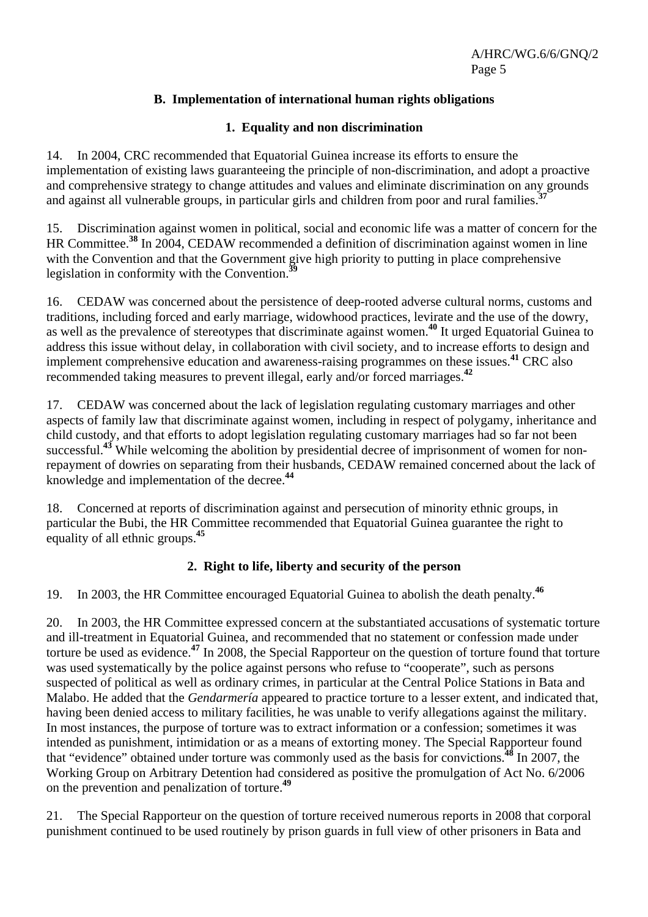## B. Implementation of international human rights obligations

### 1. Equality and non discrimination

14. In 2004, CRC recommended that Equatorial Guinea increase its efforts to ensure the implementation of existing laws guaranteeing the principle of non-discrimination, and adopt a proactive and comprehensive strategy to change attitudes and values and eliminate discrimination on any grounds and against all vulnerable groups, in particular girls and children from poor and rural families.[37]

15. Discrimination against women in political, social and economic life was a matter of concern for the HR Committee.[38] In 2004, CEDAW recommended a definition of discrimination against women in line with the Convention and that the Government give high priority to putting in place comprehensive legislation in conformity with the Convention.[39]

16. CEDAW was concerned about the persistence of deep-rooted adverse cultural norms, customs and traditions, including forced and early marriage, widowhood practices, levirate and the use of the dowry, as well as the prevalence of stereotypes that discriminate against women.[40] It urged Equatorial Guinea to address this issue without delay, in collaboration with civil society, and to increase efforts to design and implement comprehensive education and awareness-raising programmes on these issues.[41] CRC also recommended taking measures to prevent illegal, early and/or forced marriages.[42]

17. CEDAW was concerned about the lack of legislation regulating customary marriages and other aspects of family law that discriminate against women, including in respect of polygamy, inheritance and child custody, and that efforts to adopt legislation regulating customary marriages had so far not been successful.[43] While welcoming the abolition by presidential decree of imprisonment of women for non-repayment of dowries on separating from their husbands, CEDAW remained concerned about the lack of knowledge and implementation of the decree.[44]

18. Concerned at reports of discrimination against and persecution of minority ethnic groups, in particular the Bubi, the HR Committee recommended that Equatorial Guinea guarantee the right to equality of all ethnic groups.[45]

### 2. Right to life, liberty and security of the person

19. In 2003, the HR Committee encouraged Equatorial Guinea to abolish the death penalty.[46]

20. In 2003, the HR Committee expressed concern at the substantiated accusations of systematic torture and ill-treatment in Equatorial Guinea, and recommended that no statement or confession made under torture be used as evidence.[47] In 2008, the Special Rapporteur on the question of torture found that torture was used systematically by the police against persons who refuse to "cooperate", such as persons suspected of political as well as ordinary crimes, in particular at the Central Police Stations in Bata and Malabo. He added that the *Gendarmería* appeared to practice torture to a lesser extent, and indicated that, having been denied access to military facilities, he was unable to verify allegations against the military. In most instances, the purpose of torture was to extract information or a confession; sometimes it was intended as punishment, intimidation or as a means of extorting money. The Special Rapporteur found that "evidence" obtained under torture was commonly used as the basis for convictions.[48] In 2007, the Working Group on Arbitrary Detention had considered as positive the promulgation of Act No. 6/2006 on the prevention and penalization of torture.[49]

21. The Special Rapporteur on the question of torture received numerous reports in 2008 that corporal punishment continued to be used routinely by prison guards in full view of other prisoners in Bata and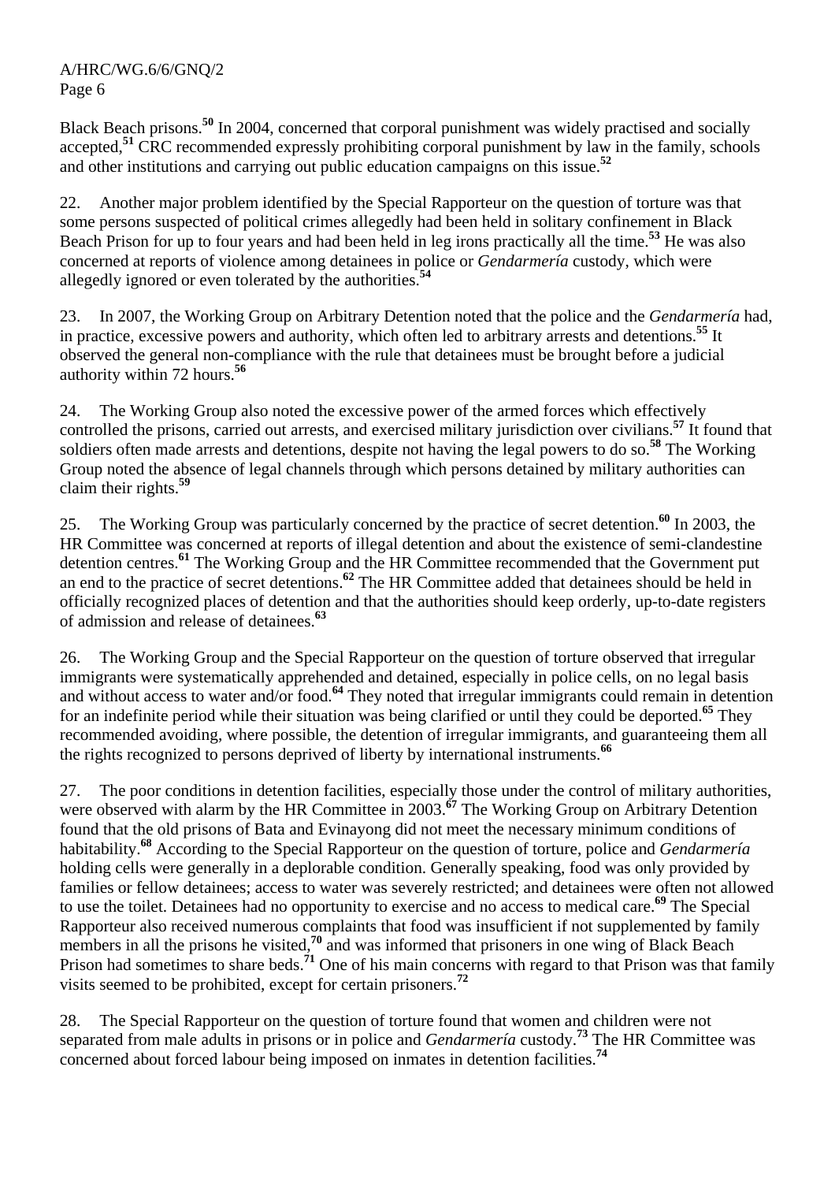Black Beach prisons.[50] In 2004, concerned that corporal punishment was widely practised and socially accepted,[51] CRC recommended expressly prohibiting corporal punishment by law in the family, schools and other institutions and carrying out public education campaigns on this issue.[52]

22. Another major problem identified by the Special Rapporteur on the question of torture was that some persons suspected of political crimes allegedly had been held in solitary confinement in Black Beach Prison for up to four years and had been held in leg irons practically all the time.[53] He was also concerned at reports of violence among detainees in police or *Gendarmería* custody, which were allegedly ignored or even tolerated by the authorities.[54]

23. In 2007, the Working Group on Arbitrary Detention noted that the police and the *Gendarmería* had, in practice, excessive powers and authority, which often led to arbitrary arrests and detentions.[55] It observed the general non-compliance with the rule that detainees must be brought before a judicial authority within 72 hours.[56]

24. The Working Group also noted the excessive power of the armed forces which effectively controlled the prisons, carried out arrests, and exercised military jurisdiction over civilians.[57] It found that soldiers often made arrests and detentions, despite not having the legal powers to do so.[58] The Working Group noted the absence of legal channels through which persons detained by military authorities can claim their rights.[59]

25. The Working Group was particularly concerned by the practice of secret detention.[60] In 2003, the HR Committee was concerned at reports of illegal detention and about the existence of semi-clandestine detention centres.[61] The Working Group and the HR Committee recommended that the Government put an end to the practice of secret detentions.[62] The HR Committee added that detainees should be held in officially recognized places of detention and that the authorities should keep orderly, up-to-date registers of admission and release of detainees.[63]

26. The Working Group and the Special Rapporteur on the question of torture observed that irregular immigrants were systematically apprehended and detained, especially in police cells, on no legal basis and without access to water and/or food.[64] They noted that irregular immigrants could remain in detention for an indefinite period while their situation was being clarified or until they could be deported.[65] They recommended avoiding, where possible, the detention of irregular immigrants, and guaranteeing them all the rights recognized to persons deprived of liberty by international instruments.[66]

27. The poor conditions in detention facilities, especially those under the control of military authorities, were observed with alarm by the HR Committee in 2003.[67] The Working Group on Arbitrary Detention found that the old prisons of Bata and Evinayong did not meet the necessary minimum conditions of habitability.[68] According to the Special Rapporteur on the question of torture, police and *Gendarmería* holding cells were generally in a deplorable condition. Generally speaking, food was only provided by families or fellow detainees; access to water was severely restricted; and detainees were often not allowed to use the toilet. Detainees had no opportunity to exercise and no access to medical care.[69] The Special Rapporteur also received numerous complaints that food was insufficient if not supplemented by family members in all the prisons he visited,[70] and was informed that prisoners in one wing of Black Beach Prison had sometimes to share beds.[71] One of his main concerns with regard to that Prison was that family visits seemed to be prohibited, except for certain prisoners.[72]

28. The Special Rapporteur on the question of torture found that women and children were not separated from male adults in prisons or in police and *Gendarmería* custody.[73] The HR Committee was concerned about forced labour being imposed on inmates in detention facilities.[74]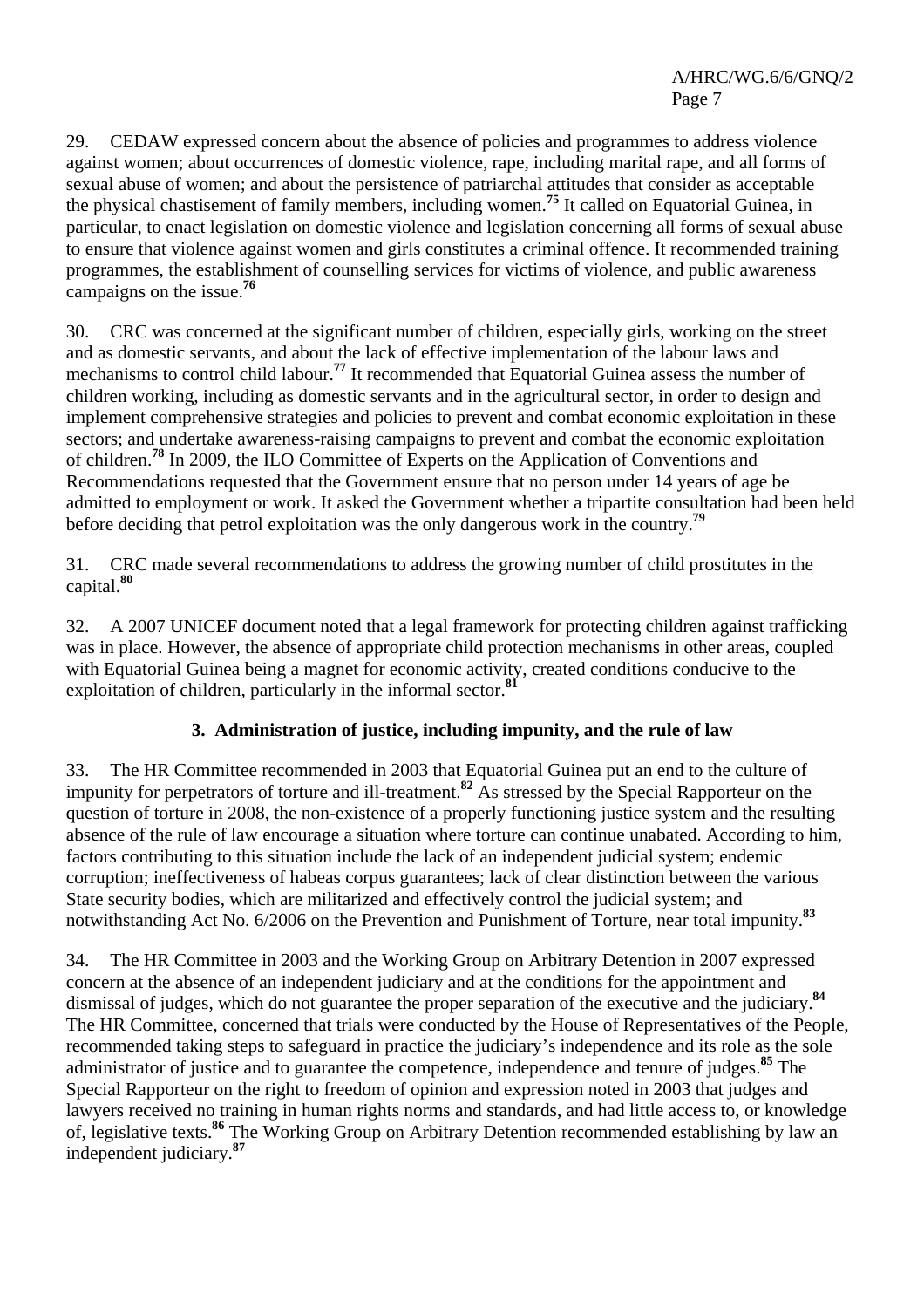29. CEDAW expressed concern about the absence of policies and programmes to address violence against women; about occurrences of domestic violence, rape, including marital rape, and all forms of sexual abuse of women; and about the persistence of patriarchal attitudes that consider as acceptable the physical chastisement of family members, including women.[75] It called on Equatorial Guinea, in particular, to enact legislation on domestic violence and legislation concerning all forms of sexual abuse to ensure that violence against women and girls constitutes a criminal offence. It recommended training programmes, the establishment of counselling services for victims of violence, and public awareness campaigns on the issue.[76]

30. CRC was concerned at the significant number of children, especially girls, working on the street and as domestic servants, and about the lack of effective implementation of the labour laws and mechanisms to control child labour.[77] It recommended that Equatorial Guinea assess the number of children working, including as domestic servants and in the agricultural sector, in order to design and implement comprehensive strategies and policies to prevent and combat economic exploitation in these sectors; and undertake awareness-raising campaigns to prevent and combat the economic exploitation of children.[78] In 2009, the ILO Committee of Experts on the Application of Conventions and Recommendations requested that the Government ensure that no person under 14 years of age be admitted to employment or work. It asked the Government whether a tripartite consultation had been held before deciding that petrol exploitation was the only dangerous work in the country.[79]

31. CRC made several recommendations to address the growing number of child prostitutes in the capital.[80]

32. A 2007 UNICEF document noted that a legal framework for protecting children against trafficking was in place. However, the absence of appropriate child protection mechanisms in other areas, coupled with Equatorial Guinea being a magnet for economic activity, created conditions conducive to the exploitation of children, particularly in the informal sector.[81]

### 3. Administration of justice, including impunity, and the rule of law

33. The HR Committee recommended in 2003 that Equatorial Guinea put an end to the culture of impunity for perpetrators of torture and ill-treatment.[82] As stressed by the Special Rapporteur on the question of torture in 2008, the non-existence of a properly functioning justice system and the resulting absence of the rule of law encourage a situation where torture can continue unabated. According to him, factors contributing to this situation include the lack of an independent judicial system; endemic corruption; ineffectiveness of habeas corpus guarantees; lack of clear distinction between the various State security bodies, which are militarized and effectively control the judicial system; and notwithstanding Act No. 6/2006 on the Prevention and Punishment of Torture, near total impunity.[83]

34. The HR Committee in 2003 and the Working Group on Arbitrary Detention in 2007 expressed concern at the absence of an independent judiciary and at the conditions for the appointment and dismissal of judges, which do not guarantee the proper separation of the executive and the judiciary.[84] The HR Committee, concerned that trials were conducted by the House of Representatives of the People, recommended taking steps to safeguard in practice the judiciary's independence and its role as the sole administrator of justice and to guarantee the competence, independence and tenure of judges.[85] The Special Rapporteur on the right to freedom of opinion and expression noted in 2003 that judges and lawyers received no training in human rights norms and standards, and had little access to, or knowledge of, legislative texts.[86] The Working Group on Arbitrary Detention recommended establishing by law an independent judiciary.[87]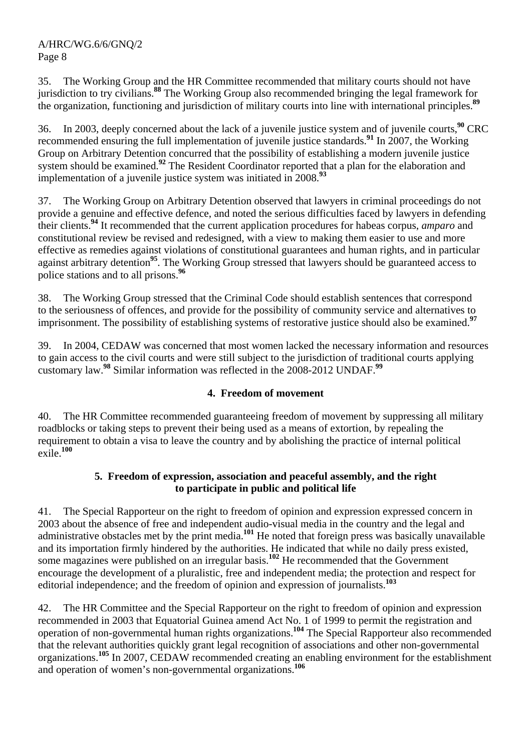35. The Working Group and the HR Committee recommended that military courts should not have jurisdiction to try civilians.[88] The Working Group also recommended bringing the legal framework for the organization, functioning and jurisdiction of military courts into line with international principles.[89]

36. In 2003, deeply concerned about the lack of a juvenile justice system and of juvenile courts,[90] CRC recommended ensuring the full implementation of juvenile justice standards.[91] In 2007, the Working Group on Arbitrary Detention concurred that the possibility of establishing a modern juvenile justice system should be examined.[92] The Resident Coordinator reported that a plan for the elaboration and implementation of a juvenile justice system was initiated in 2008.[93]

37. The Working Group on Arbitrary Detention observed that lawyers in criminal proceedings do not provide a genuine and effective defence, and noted the serious difficulties faced by lawyers in defending their clients.[94] It recommended that the current application procedures for habeas corpus, *amparo* and constitutional review be revised and redesigned, with a view to making them easier to use and more effective as remedies against violations of constitutional guarantees and human rights, and in particular against arbitrary detention[95]. The Working Group stressed that lawyers should be guaranteed access to police stations and to all prisons.[96]

38. The Working Group stressed that the Criminal Code should establish sentences that correspond to the seriousness of offences, and provide for the possibility of community service and alternatives to imprisonment. The possibility of establishing systems of restorative justice should also be examined.[97]

39. In 2004, CEDAW was concerned that most women lacked the necessary information and resources to gain access to the civil courts and were still subject to the jurisdiction of traditional courts applying customary law.[98] Similar information was reflected in the 2008-2012 UNDAF.[99]

### 4. Freedom of movement

40. The HR Committee recommended guaranteeing freedom of movement by suppressing all military roadblocks or taking steps to prevent their being used as a means of extortion, by repealing the requirement to obtain a visa to leave the country and by abolishing the practice of internal political exile.[100]

### 5. Freedom of expression, association and peaceful assembly, and the right to participate in public and political life

41. The Special Rapporteur on the right to freedom of opinion and expression expressed concern in 2003 about the absence of free and independent audio-visual media in the country and the legal and administrative obstacles met by the print media.[101] He noted that foreign press was basically unavailable and its importation firmly hindered by the authorities. He indicated that while no daily press existed, some magazines were published on an irregular basis.[102] He recommended that the Government encourage the development of a pluralistic, free and independent media; the protection and respect for editorial independence; and the freedom of opinion and expression of journalists.[103]

42. The HR Committee and the Special Rapporteur on the right to freedom of opinion and expression recommended in 2003 that Equatorial Guinea amend Act No. 1 of 1999 to permit the registration and operation of non-governmental human rights organizations.[104] The Special Rapporteur also recommended that the relevant authorities quickly grant legal recognition of associations and other non-governmental organizations.[105] In 2007, CEDAW recommended creating an enabling environment for the establishment and operation of women's non-governmental organizations.[106]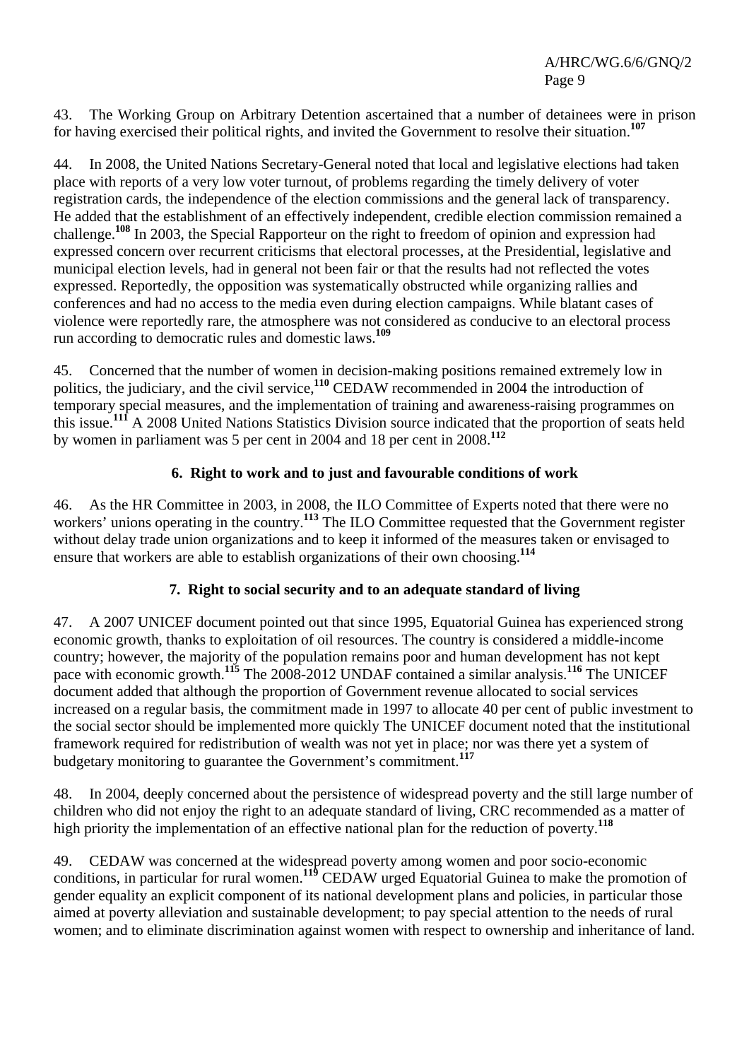43. The Working Group on Arbitrary Detention ascertained that a number of detainees were in prison for having exercised their political rights, and invited the Government to resolve their situation.[107]

44. In 2008, the United Nations Secretary-General noted that local and legislative elections had taken place with reports of a very low voter turnout, of problems regarding the timely delivery of voter registration cards, the independence of the election commissions and the general lack of transparency. He added that the establishment of an effectively independent, credible election commission remained a challenge.[108] In 2003, the Special Rapporteur on the right to freedom of opinion and expression had expressed concern over recurrent criticisms that electoral processes, at the Presidential, legislative and municipal election levels, had in general not been fair or that the results had not reflected the votes expressed. Reportedly, the opposition was systematically obstructed while organizing rallies and conferences and had no access to the media even during election campaigns. While blatant cases of violence were reportedly rare, the atmosphere was not considered as conducive to an electoral process run according to democratic rules and domestic laws.[109]

45. Concerned that the number of women in decision-making positions remained extremely low in politics, the judiciary, and the civil service,[110] CEDAW recommended in 2004 the introduction of temporary special measures, and the implementation of training and awareness-raising programmes on this issue.[111] A 2008 United Nations Statistics Division source indicated that the proportion of seats held by women in parliament was 5 per cent in 2004 and 18 per cent in 2008.[112]

### 6. Right to work and to just and favourable conditions of work

46. As the HR Committee in 2003, in 2008, the ILO Committee of Experts noted that there were no workers' unions operating in the country.[113] The ILO Committee requested that the Government register without delay trade union organizations and to keep it informed of the measures taken or envisaged to ensure that workers are able to establish organizations of their own choosing.[114]

### 7. Right to social security and to an adequate standard of living

47. A 2007 UNICEF document pointed out that since 1995, Equatorial Guinea has experienced strong economic growth, thanks to exploitation of oil resources. The country is considered a middle-income country; however, the majority of the population remains poor and human development has not kept pace with economic growth.[115] The 2008-2012 UNDAF contained a similar analysis.[116] The UNICEF document added that although the proportion of Government revenue allocated to social services increased on a regular basis, the commitment made in 1997 to allocate 40 per cent of public investment to the social sector should be implemented more quickly The UNICEF document noted that the institutional framework required for redistribution of wealth was not yet in place; nor was there yet a system of budgetary monitoring to guarantee the Government's commitment.[117]

48. In 2004, deeply concerned about the persistence of widespread poverty and the still large number of children who did not enjoy the right to an adequate standard of living, CRC recommended as a matter of high priority the implementation of an effective national plan for the reduction of poverty.[118]

49. CEDAW was concerned at the widespread poverty among women and poor socio-economic conditions, in particular for rural women.[119] CEDAW urged Equatorial Guinea to make the promotion of gender equality an explicit component of its national development plans and policies, in particular those aimed at poverty alleviation and sustainable development; to pay special attention to the needs of rural women; and to eliminate discrimination against women with respect to ownership and inheritance of land.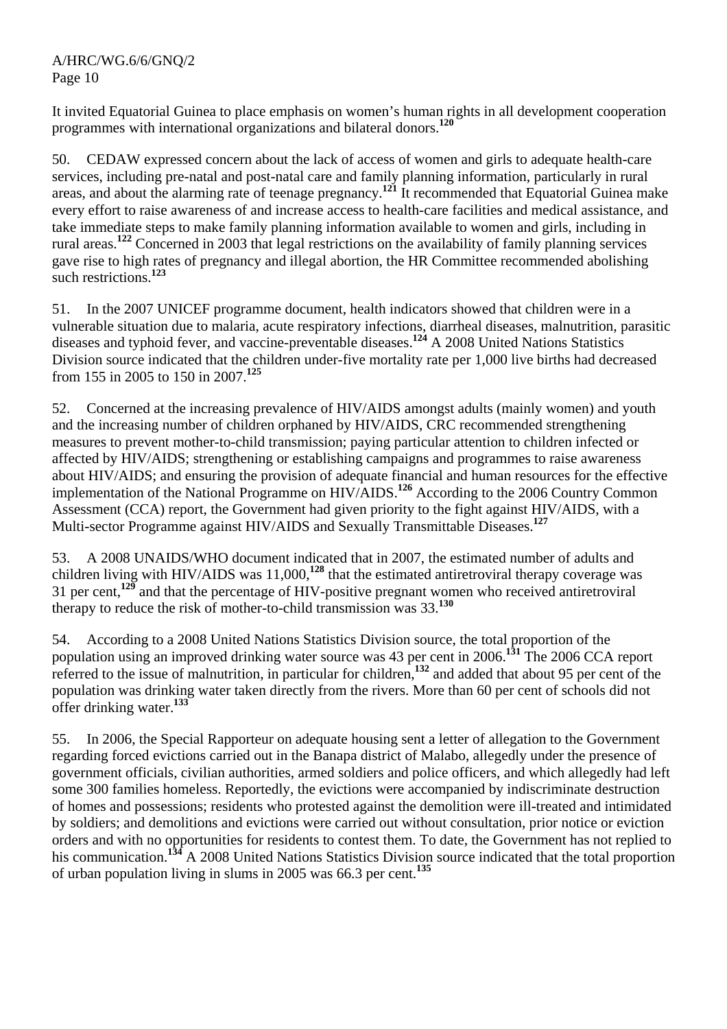It invited Equatorial Guinea to place emphasis on women's human rights in all development cooperation programmes with international organizations and bilateral donors.[120]

50. CEDAW expressed concern about the lack of access of women and girls to adequate health-care services, including pre-natal and post-natal care and family planning information, particularly in rural areas, and about the alarming rate of teenage pregnancy.[121] It recommended that Equatorial Guinea make every effort to raise awareness of and increase access to health-care facilities and medical assistance, and take immediate steps to make family planning information available to women and girls, including in rural areas.[122] Concerned in 2003 that legal restrictions on the availability of family planning services gave rise to high rates of pregnancy and illegal abortion, the HR Committee recommended abolishing such restrictions.[123]

51. In the 2007 UNICEF programme document, health indicators showed that children were in a vulnerable situation due to malaria, acute respiratory infections, diarrheal diseases, malnutrition, parasitic diseases and typhoid fever, and vaccine-preventable diseases.[124] A 2008 United Nations Statistics Division source indicated that the children under-five mortality rate per 1,000 live births had decreased from 155 in 2005 to 150 in 2007.[125]

52. Concerned at the increasing prevalence of HIV/AIDS amongst adults (mainly women) and youth and the increasing number of children orphaned by HIV/AIDS, CRC recommended strengthening measures to prevent mother-to-child transmission; paying particular attention to children infected or affected by HIV/AIDS; strengthening or establishing campaigns and programmes to raise awareness about HIV/AIDS; and ensuring the provision of adequate financial and human resources for the effective implementation of the National Programme on HIV/AIDS.[126] According to the 2006 Country Common Assessment (CCA) report, the Government had given priority to the fight against HIV/AIDS, with a Multi-sector Programme against HIV/AIDS and Sexually Transmittable Diseases.[127]

53. A 2008 UNAIDS/WHO document indicated that in 2007, the estimated number of adults and children living with HIV/AIDS was 11,000,[128] that the estimated antiretroviral therapy coverage was 31 per cent,[129] and that the percentage of HIV-positive pregnant women who received antiretroviral therapy to reduce the risk of mother-to-child transmission was 33.[130]

54. According to a 2008 United Nations Statistics Division source, the total proportion of the population using an improved drinking water source was 43 per cent in 2006.[131] The 2006 CCA report referred to the issue of malnutrition, in particular for children,[132] and added that about 95 per cent of the population was drinking water taken directly from the rivers. More than 60 per cent of schools did not offer drinking water.[133]

55. In 2006, the Special Rapporteur on adequate housing sent a letter of allegation to the Government regarding forced evictions carried out in the Banapa district of Malabo, allegedly under the presence of government officials, civilian authorities, armed soldiers and police officers, and which allegedly had left some 300 families homeless. Reportedly, the evictions were accompanied by indiscriminate destruction of homes and possessions; residents who protested against the demolition were ill-treated and intimidated by soldiers; and demolitions and evictions were carried out without consultation, prior notice or eviction orders and with no opportunities for residents to contest them. To date, the Government has not replied to his communication.[134] A 2008 United Nations Statistics Division source indicated that the total proportion of urban population living in slums in 2005 was 66.3 per cent.[135]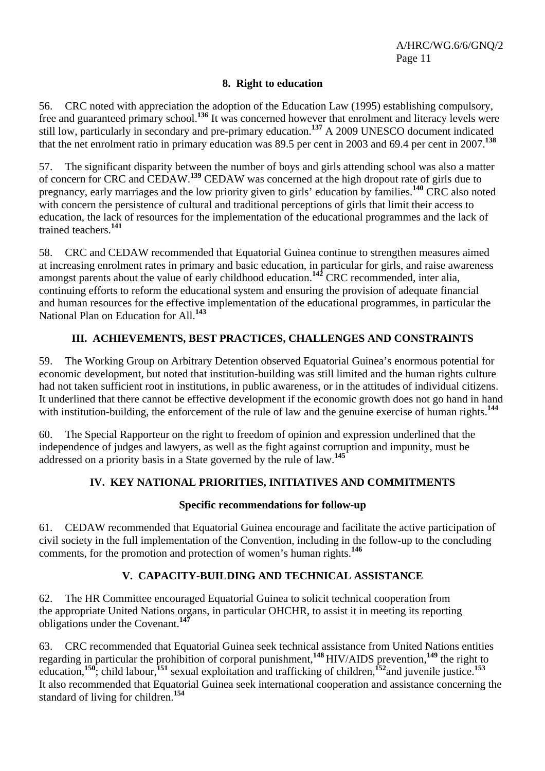### 8. Right to education

56. CRC noted with appreciation the adoption of the Education Law (1995) establishing compulsory, free and guaranteed primary school.[136] It was concerned however that enrolment and literacy levels were still low, particularly in secondary and pre-primary education.[137] A 2009 UNESCO document indicated that the net enrolment ratio in primary education was 89.5 per cent in 2003 and 69.4 per cent in 2007.[138]

57. The significant disparity between the number of boys and girls attending school was also a matter of concern for CRC and CEDAW.[139] CEDAW was concerned at the high dropout rate of girls due to pregnancy, early marriages and the low priority given to girls' education by families.[140] CRC also noted with concern the persistence of cultural and traditional perceptions of girls that limit their access to education, the lack of resources for the implementation of the educational programmes and the lack of trained teachers.[141]

58. CRC and CEDAW recommended that Equatorial Guinea continue to strengthen measures aimed at increasing enrolment rates in primary and basic education, in particular for girls, and raise awareness amongst parents about the value of early childhood education.[142] CRC recommended, inter alia, continuing efforts to reform the educational system and ensuring the provision of adequate financial and human resources for the effective implementation of the educational programmes, in particular the National Plan on Education for All.[143]

## III. ACHIEVEMENTS, BEST PRACTICES, CHALLENGES AND CONSTRAINTS

59. The Working Group on Arbitrary Detention observed Equatorial Guinea's enormous potential for economic development, but noted that institution-building was still limited and the human rights culture had not taken sufficient root in institutions, in public awareness, or in the attitudes of individual citizens. It underlined that there cannot be effective development if the economic growth does not go hand in hand with institution-building, the enforcement of the rule of law and the genuine exercise of human rights.[144]

60. The Special Rapporteur on the right to freedom of opinion and expression underlined that the independence of judges and lawyers, as well as the fight against corruption and impunity, must be addressed on a priority basis in a State governed by the rule of law.[145]

## IV. KEY NATIONAL PRIORITIES, INITIATIVES AND COMMITMENTS

### Specific recommendations for follow-up

61. CEDAW recommended that Equatorial Guinea encourage and facilitate the active participation of civil society in the full implementation of the Convention, including in the follow-up to the concluding comments, for the promotion and protection of women's human rights.[146]

## V. CAPACITY-BUILDING AND TECHNICAL ASSISTANCE

62. The HR Committee encouraged Equatorial Guinea to solicit technical cooperation from the appropriate United Nations organs, in particular OHCHR, to assist it in meeting its reporting obligations under the Covenant.[147]

63. CRC recommended that Equatorial Guinea seek technical assistance from United Nations entities regarding in particular the prohibition of corporal punishment,[148] HIV/AIDS prevention,[149] the right to education,[150]; child labour,[151] sexual exploitation and trafficking of children,[152] and juvenile justice.[153] It also recommended that Equatorial Guinea seek international cooperation and assistance concerning the standard of living for children.[154]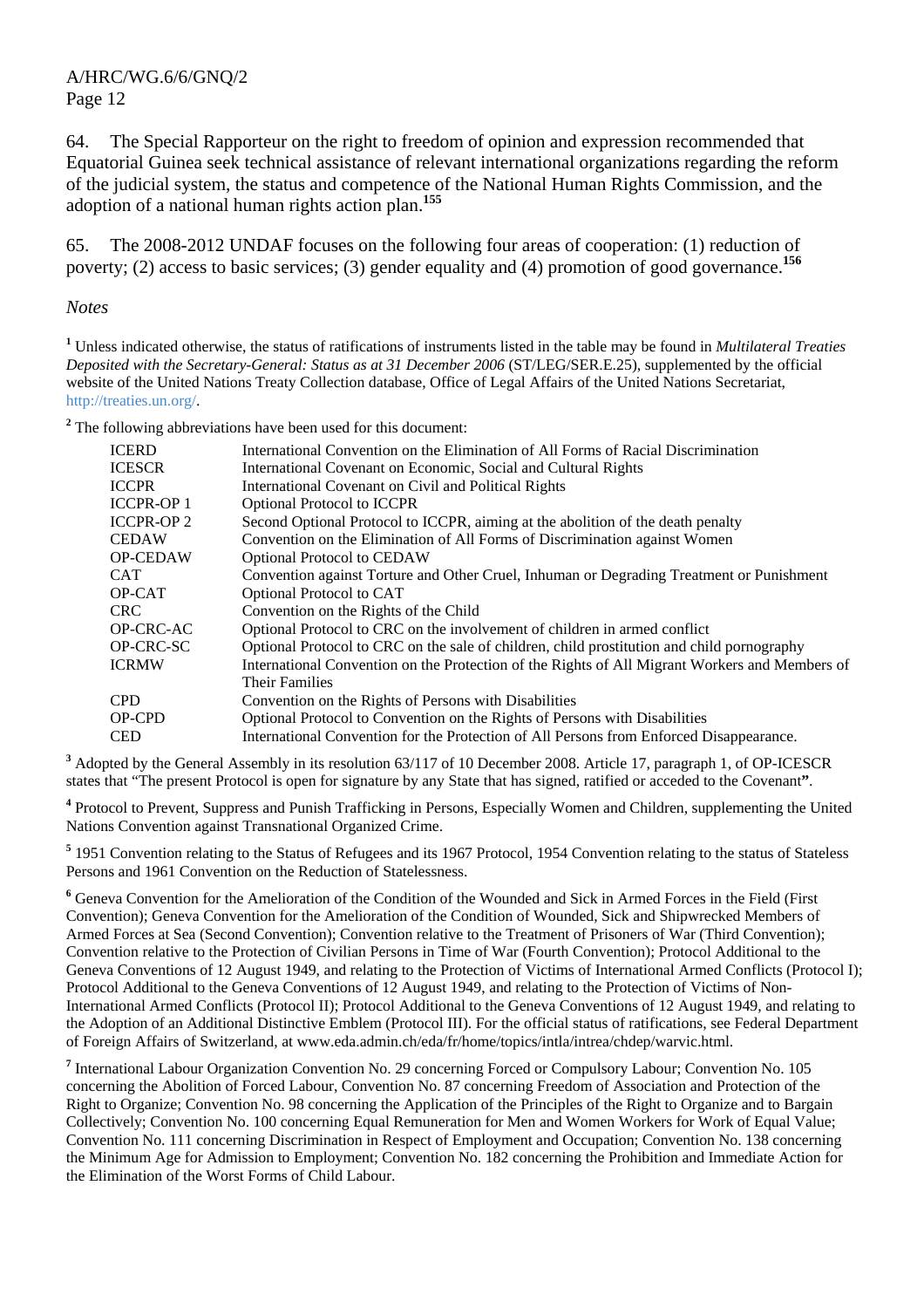64. The Special Rapporteur on the right to freedom of opinion and expression recommended that Equatorial Guinea seek technical assistance of relevant international organizations regarding the reform of the judicial system, the status and competence of the National Human Rights Commission, and the adoption of a national human rights action plan.[155]

65. The 2008-2012 UNDAF focuses on the following four areas of cooperation: (1) reduction of poverty; (2) access to basic services; (3) gender equality and (4) promotion of good governance.[156]

*Notes*

[1] Unless indicated otherwise, the status of ratifications of instruments listed in the table may be found in *Multilateral Treaties Deposited with the Secretary-General: Status as at 31 December 2006* (ST/LEG/SER.E.25), supplemented by the official website of the United Nations Treaty Collection database, Office of Legal Affairs of the United Nations Secretariat, http://treaties.un.org/.

[2] The following abbreviations have been used for this document:

| | |
|---|---|
| ICERD | International Convention on the Elimination of All Forms of Racial Discrimination |
| ICESCR | International Covenant on Economic, Social and Cultural Rights |
| ICCPR | International Covenant on Civil and Political Rights |
| ICCPR-OP 1 | Optional Protocol to ICCPR |
| ICCPR-OP 2 | Second Optional Protocol to ICCPR, aiming at the abolition of the death penalty |
| CEDAW | Convention on the Elimination of All Forms of Discrimination against Women |
| OP-CEDAW | Optional Protocol to CEDAW |
| CAT | Convention against Torture and Other Cruel, Inhuman or Degrading Treatment or Punishment |
| OP-CAT | Optional Protocol to CAT |
| CRC | Convention on the Rights of the Child |
| OP-CRC-AC | Optional Protocol to CRC on the involvement of children in armed conflict |
| OP-CRC-SC | Optional Protocol to CRC on the sale of children, child prostitution and child pornography |
| ICRMW | International Convention on the Protection of the Rights of All Migrant Workers and Members of Their Families |
| CPD | Convention on the Rights of Persons with Disabilities |
| OP-CPD | Optional Protocol to Convention on the Rights of Persons with Disabilities |
| CED | International Convention for the Protection of All Persons from Enforced Disappearance. |

[3] Adopted by the General Assembly in its resolution 63/117 of 10 December 2008. Article 17, paragraph 1, of OP-ICESCR states that "The present Protocol is open for signature by any State that has signed, ratified or acceded to the Covenant".

[4] Protocol to Prevent, Suppress and Punish Trafficking in Persons, Especially Women and Children, supplementing the United Nations Convention against Transnational Organized Crime.

[5] 1951 Convention relating to the Status of Refugees and its 1967 Protocol, 1954 Convention relating to the status of Stateless Persons and 1961 Convention on the Reduction of Statelessness.

[6] Geneva Convention for the Amelioration of the Condition of the Wounded and Sick in Armed Forces in the Field (First Convention); Geneva Convention for the Amelioration of the Condition of Wounded, Sick and Shipwrecked Members of Armed Forces at Sea (Second Convention); Convention relative to the Treatment of Prisoners of War (Third Convention); Convention relative to the Protection of Civilian Persons in Time of War (Fourth Convention); Protocol Additional to the Geneva Conventions of 12 August 1949, and relating to the Protection of Victims of International Armed Conflicts (Protocol I); Protocol Additional to the Geneva Conventions of 12 August 1949, and relating to the Protection of Victims of Non-International Armed Conflicts (Protocol II); Protocol Additional to the Geneva Conventions of 12 August 1949, and relating to the Adoption of an Additional Distinctive Emblem (Protocol III). For the official status of ratifications, see Federal Department of Foreign Affairs of Switzerland, at www.eda.admin.ch/eda/fr/home/topics/intla/intrea/chdep/warvic.html.

[7] International Labour Organization Convention No. 29 concerning Forced or Compulsory Labour; Convention No. 105 concerning the Abolition of Forced Labour, Convention No. 87 concerning Freedom of Association and Protection of the Right to Organize; Convention No. 98 concerning the Application of the Principles of the Right to Organize and to Bargain Collectively; Convention No. 100 concerning Equal Remuneration for Men and Women Workers for Work of Equal Value; Convention No. 111 concerning Discrimination in Respect of Employment and Occupation; Convention No. 138 concerning the Minimum Age for Admission to Employment; Convention No. 182 concerning the Prohibition and Immediate Action for the Elimination of the Worst Forms of Child Labour.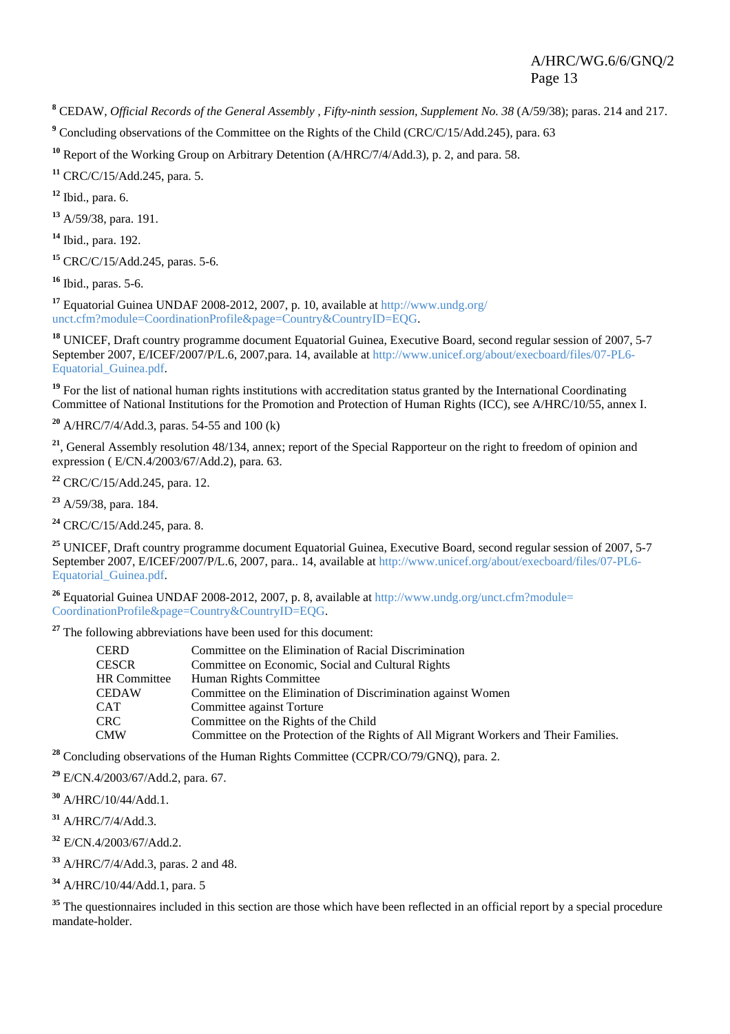[8] CEDAW, *Official Records of the General Assembly , Fifty-ninth session, Supplement No. 38* (A/59/38); paras. 214 and 217.

[9] Concluding observations of the Committee on the Rights of the Child (CRC/C/15/Add.245), para. 63

[10] Report of the Working Group on Arbitrary Detention (A/HRC/7/4/Add.3), p. 2, and para. 58.

[11] CRC/C/15/Add.245, para. 5.

[12] Ibid., para. 6.

[13] A/59/38, para. 191.

[14] Ibid., para. 192.

[15] CRC/C/15/Add.245, paras. 5-6.

[16] Ibid., paras. 5-6.

[17] Equatorial Guinea UNDAF 2008-2012, 2007, p. 10, available at http://www.undg.org/unct.cfm?module=CoordinationProfile&page=Country&CountryID=EQG.

[18] UNICEF, Draft country programme document Equatorial Guinea, Executive Board, second regular session of 2007, 5-7 September 2007, E/ICEF/2007/P/L.6, 2007,para. 14, available at http://www.unicef.org/about/execboard/files/07-PL6-Equatorial_Guinea.pdf.

[19] For the list of national human rights institutions with accreditation status granted by the International Coordinating Committee of National Institutions for the Promotion and Protection of Human Rights (ICC), see A/HRC/10/55, annex I.

[20] A/HRC/7/4/Add.3, paras. 54-55 and 100 (k)

[21], General Assembly resolution 48/134, annex; report of the Special Rapporteur on the right to freedom of opinion and expression ( E/CN.4/2003/67/Add.2), para. 63.

[22] CRC/C/15/Add.245, para. 12.

[23] A/59/38, para. 184.

[24] CRC/C/15/Add.245, para. 8.

[25] UNICEF, Draft country programme document Equatorial Guinea, Executive Board, second regular session of 2007, 5-7 September 2007, E/ICEF/2007/P/L.6, 2007, para.. 14, available at http://www.unicef.org/about/execboard/files/07-PL6-Equatorial_Guinea.pdf.

[26] Equatorial Guinea UNDAF 2008-2012, 2007, p. 8, available at http://www.undg.org/unct.cfm?module=CoordinationProfile&page=Country&CountryID=EQG.

[27] The following abbreviations have been used for this document:

| | |
|---|---|
| CERD | Committee on the Elimination of Racial Discrimination |
| CESCR | Committee on Economic, Social and Cultural Rights |
| HR Committee | Human Rights Committee |
| CEDAW | Committee on the Elimination of Discrimination against Women |
| CAT | Committee against Torture |
| CRC | Committee on the Rights of the Child |
| CMW | Committee on the Protection of the Rights of All Migrant Workers and Their Families. |

[28] Concluding observations of the Human Rights Committee (CCPR/CO/79/GNQ), para. 2.

[29] E/CN.4/2003/67/Add.2, para. 67.

[30] A/HRC/10/44/Add.1.

[31] A/HRC/7/4/Add.3.

[32] E/CN.4/2003/67/Add.2.

[33] A/HRC/7/4/Add.3, paras. 2 and 48.

[34] A/HRC/10/44/Add.1, para. 5

[35] The questionnaires included in this section are those which have been reflected in an official report by a special procedure mandate-holder.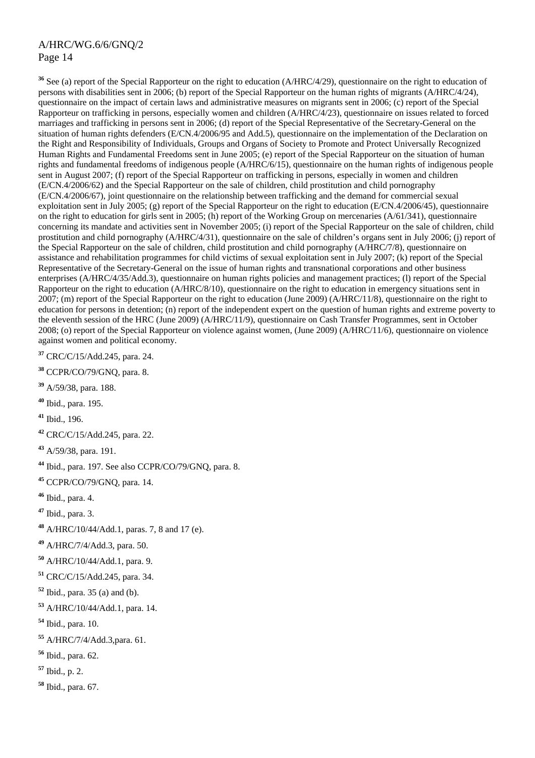[36] See (a) report of the Special Rapporteur on the right to education (A/HRC/4/29), questionnaire on the right to education of persons with disabilities sent in 2006; (b) report of the Special Rapporteur on the human rights of migrants (A/HRC/4/24), questionnaire on the impact of certain laws and administrative measures on migrants sent in 2006; (c) report of the Special Rapporteur on trafficking in persons, especially women and children (A/HRC/4/23), questionnaire on issues related to forced marriages and trafficking in persons sent in 2006; (d) report of the Special Representative of the Secretary-General on the situation of human rights defenders (E/CN.4/2006/95 and Add.5), questionnaire on the implementation of the Declaration on the Right and Responsibility of Individuals, Groups and Organs of Society to Promote and Protect Universally Recognized Human Rights and Fundamental Freedoms sent in June 2005; (e) report of the Special Rapporteur on the situation of human rights and fundamental freedoms of indigenous people (A/HRC/6/15), questionnaire on the human rights of indigenous people sent in August 2007; (f) report of the Special Rapporteur on trafficking in persons, especially in women and children (E/CN.4/2006/62) and the Special Rapporteur on the sale of children, child prostitution and child pornography (E/CN.4/2006/67), joint questionnaire on the relationship between trafficking and the demand for commercial sexual exploitation sent in July 2005; (g) report of the Special Rapporteur on the right to education (E/CN.4/2006/45), questionnaire on the right to education for girls sent in 2005; (h) report of the Working Group on mercenaries (A/61/341), questionnaire concerning its mandate and activities sent in November 2005; (i) report of the Special Rapporteur on the sale of children, child prostitution and child pornography (A/HRC/4/31), questionnaire on the sale of children's organs sent in July 2006; (j) report of the Special Rapporteur on the sale of children, child prostitution and child pornography (A/HRC/7/8), questionnaire on assistance and rehabilitation programmes for child victims of sexual exploitation sent in July 2007; (k) report of the Special Representative of the Secretary-General on the issue of human rights and transnational corporations and other business enterprises (A/HRC/4/35/Add.3), questionnaire on human rights policies and management practices; (l) report of the Special Rapporteur on the right to education (A/HRC/8/10), questionnaire on the right to education in emergency situations sent in 2007; (m) report of the Special Rapporteur on the right to education (June 2009) (A/HRC/11/8), questionnaire on the right to education for persons in detention; (n) report of the independent expert on the question of human rights and extreme poverty to the eleventh session of the HRC (June 2009) (A/HRC/11/9), questionnaire on Cash Transfer Programmes, sent in October 2008; (o) report of the Special Rapporteur on violence against women, (June 2009) (A/HRC/11/6), questionnaire on violence against women and political economy.

[37] CRC/C/15/Add.245, para. 24.

[38] CCPR/CO/79/GNQ, para. 8.

[39] A/59/38, para. 188.

[40] Ibid., para. 195.

[41] Ibid., 196.

[42] CRC/C/15/Add.245, para. 22.

[43] A/59/38, para. 191.

[44] Ibid., para. 197. See also CCPR/CO/79/GNQ, para. 8.

[45] CCPR/CO/79/GNQ, para. 14.

[46] Ibid., para. 4.

[47] Ibid., para. 3.

[48] A/HRC/10/44/Add.1, paras. 7, 8 and 17 (e).

[49] A/HRC/7/4/Add.3, para. 50.

[50] A/HRC/10/44/Add.1, para. 9.

[51] CRC/C/15/Add.245, para. 34.

[52] Ibid., para. 35 (a) and (b).

[53] A/HRC/10/44/Add.1, para. 14.

[54] Ibid., para. 10.

[55] A/HRC/7/4/Add.3,para. 61.

[56] Ibid., para. 62.

[57] Ibid., p. 2.

[58] Ibid., para. 67.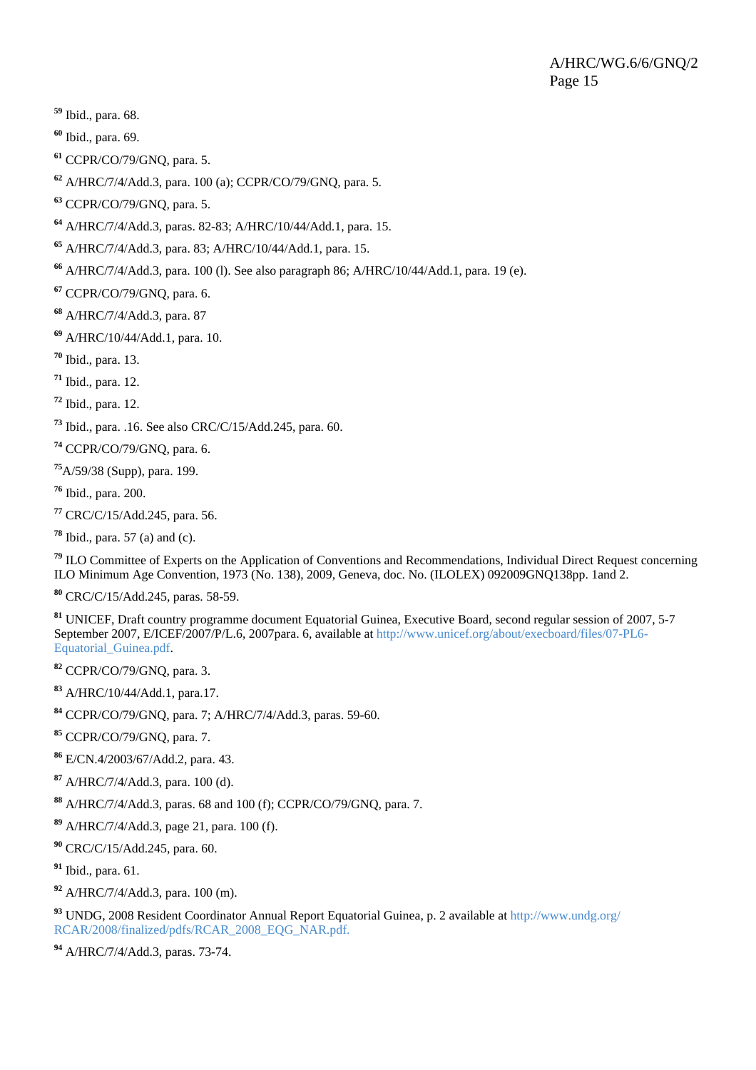[59] Ibid., para. 68.

[60] Ibid., para. 69.

[61] CCPR/CO/79/GNQ, para. 5.

[62] A/HRC/7/4/Add.3, para. 100 (a); CCPR/CO/79/GNQ, para. 5.

[63] CCPR/CO/79/GNQ, para. 5.

[64] A/HRC/7/4/Add.3, paras. 82-83; A/HRC/10/44/Add.1, para. 15.

[65] A/HRC/7/4/Add.3, para. 83; A/HRC/10/44/Add.1, para. 15.

[66] A/HRC/7/4/Add.3, para. 100 (l). See also paragraph 86; A/HRC/10/44/Add.1, para. 19 (e).

[67] CCPR/CO/79/GNQ, para. 6.

[68] A/HRC/7/4/Add.3, para. 87

[69] A/HRC/10/44/Add.1, para. 10.

[70] Ibid., para. 13.

[71] Ibid., para. 12.

[72] Ibid., para. 12.

[73] Ibid., para. .16. See also CRC/C/15/Add.245, para. 60.

[74] CCPR/CO/79/GNQ, para. 6.

[75] A/59/38 (Supp), para. 199.

[76] Ibid., para. 200.

[77] CRC/C/15/Add.245, para. 56.

[78] Ibid., para. 57 (a) and (c).

[79] ILO Committee of Experts on the Application of Conventions and Recommendations, Individual Direct Request concerning ILO Minimum Age Convention, 1973 (No. 138), 2009, Geneva, doc. No. (ILOLEX) 092009GNQ138pp. 1and 2.

[80] CRC/C/15/Add.245, paras. 58-59.

[81] UNICEF, Draft country programme document Equatorial Guinea, Executive Board, second regular session of 2007, 5-7 September 2007, E/ICEF/2007/P/L.6, 2007para. 6, available at http://www.unicef.org/about/execboard/files/07-PL6-Equatorial_Guinea.pdf.

[82] CCPR/CO/79/GNQ, para. 3.

[83] A/HRC/10/44/Add.1, para.17.

[84] CCPR/CO/79/GNQ, para. 7; A/HRC/7/4/Add.3, paras. 59-60.

[85] CCPR/CO/79/GNQ, para. 7.

[86] E/CN.4/2003/67/Add.2, para. 43.

[87] A/HRC/7/4/Add.3, para. 100 (d).

[88] A/HRC/7/4/Add.3, paras. 68 and 100 (f); CCPR/CO/79/GNQ, para. 7.

[89] A/HRC/7/4/Add.3, page 21, para. 100 (f).

[90] CRC/C/15/Add.245, para. 60.

[91] Ibid., para. 61.

[92] A/HRC/7/4/Add.3, para. 100 (m).

[93] UNDG, 2008 Resident Coordinator Annual Report Equatorial Guinea, p. 2 available at http://www.undg.org/RCAR/2008/finalized/pdfs/RCAR_2008_EQG_NAR.pdf.

[94] A/HRC/7/4/Add.3, paras. 73-74.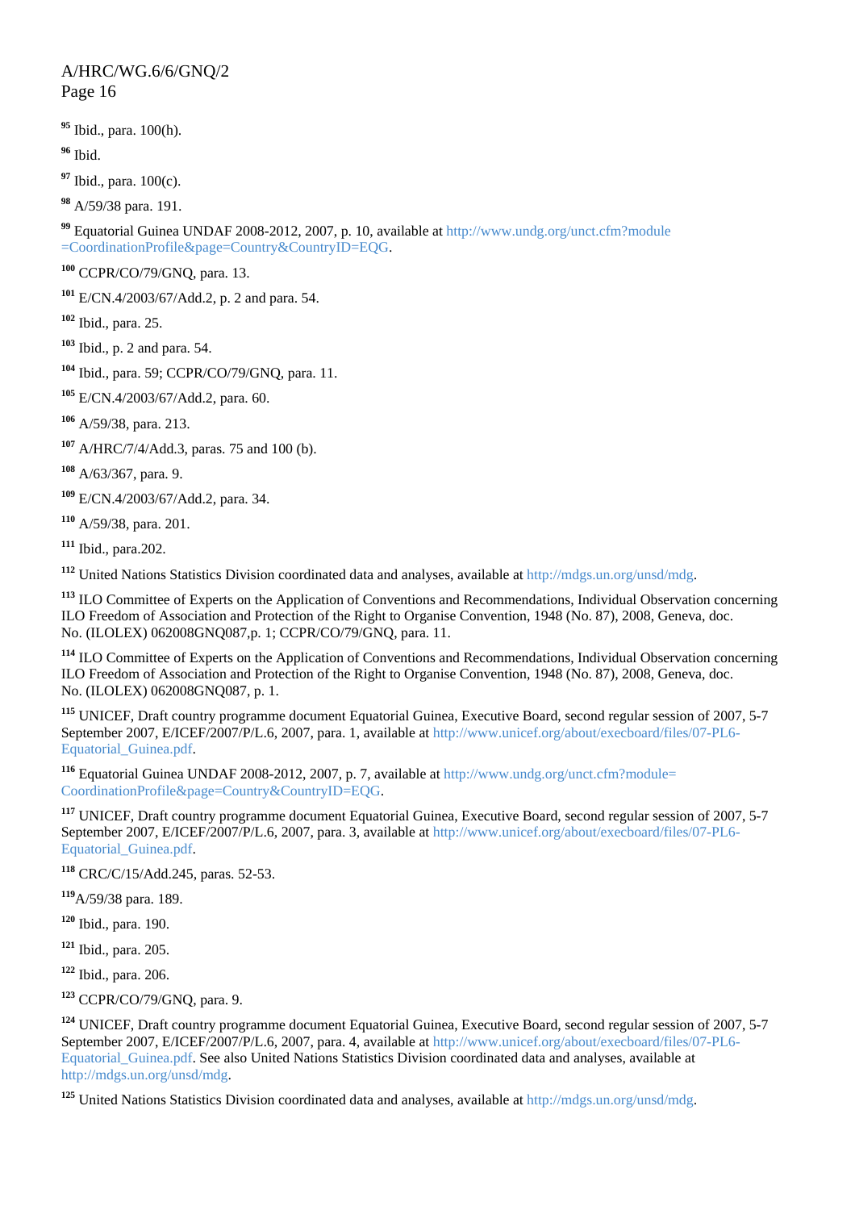[95] Ibid., para. 100(h).

[96] Ibid.

[97] Ibid., para. 100(c).

[98] A/59/38 para. 191.

[99] Equatorial Guinea UNDAF 2008-2012, 2007, p. 10, available at http://www.undg.org/unct.cfm?module =CoordinationProfile&page=Country&CountryID=EQG.

[100] CCPR/CO/79/GNQ, para. 13.

[101] E/CN.4/2003/67/Add.2, p. 2 and para. 54.

[102] Ibid., para. 25.

[103] Ibid., p. 2 and para. 54.

[104] Ibid., para. 59; CCPR/CO/79/GNQ, para. 11.

[105] E/CN.4/2003/67/Add.2, para. 60.

[106] A/59/38, para. 213.

[107] A/HRC/7/4/Add.3, paras. 75 and 100 (b).

[108] A/63/367, para. 9.

[109] E/CN.4/2003/67/Add.2, para. 34.

[110] A/59/38, para. 201.

[111] Ibid., para.202.

[112] United Nations Statistics Division coordinated data and analyses, available at http://mdgs.un.org/unsd/mdg.

[113] ILO Committee of Experts on the Application of Conventions and Recommendations, Individual Observation concerning ILO Freedom of Association and Protection of the Right to Organise Convention, 1948 (No. 87), 2008, Geneva, doc. No. (ILOLEX) 062008GNQ087,p. 1; CCPR/CO/79/GNQ, para. 11.

[114] ILO Committee of Experts on the Application of Conventions and Recommendations, Individual Observation concerning ILO Freedom of Association and Protection of the Right to Organise Convention, 1948 (No. 87), 2008, Geneva, doc. No. (ILOLEX) 062008GNQ087, p. 1.

[115] UNICEF, Draft country programme document Equatorial Guinea, Executive Board, second regular session of 2007, 5-7 September 2007, E/ICEF/2007/P/L.6, 2007, para. 1, available at http://www.unicef.org/about/execboard/files/07-PL6-Equatorial_Guinea.pdf.

[116] Equatorial Guinea UNDAF 2008-2012, 2007, p. 7, available at http://www.undg.org/unct.cfm?module= CoordinationProfile&page=Country&CountryID=EQG.

[117] UNICEF, Draft country programme document Equatorial Guinea, Executive Board, second regular session of 2007, 5-7 September 2007, E/ICEF/2007/P/L.6, 2007, para. 3, available at http://www.unicef.org/about/execboard/files/07-PL6-Equatorial_Guinea.pdf.

[118] CRC/C/15/Add.245, paras. 52-53.

[119] A/59/38 para. 189.

[120] Ibid., para. 190.

[121] Ibid., para. 205.

[122] Ibid., para. 206.

[123] CCPR/CO/79/GNQ, para. 9.

[124] UNICEF, Draft country programme document Equatorial Guinea, Executive Board, second regular session of 2007, 5-7 September 2007, E/ICEF/2007/P/L.6, 2007, para. 4, available at http://www.unicef.org/about/execboard/files/07-PL6-Equatorial_Guinea.pdf. See also United Nations Statistics Division coordinated data and analyses, available at http://mdgs.un.org/unsd/mdg.

[125] United Nations Statistics Division coordinated data and analyses, available at http://mdgs.un.org/unsd/mdg.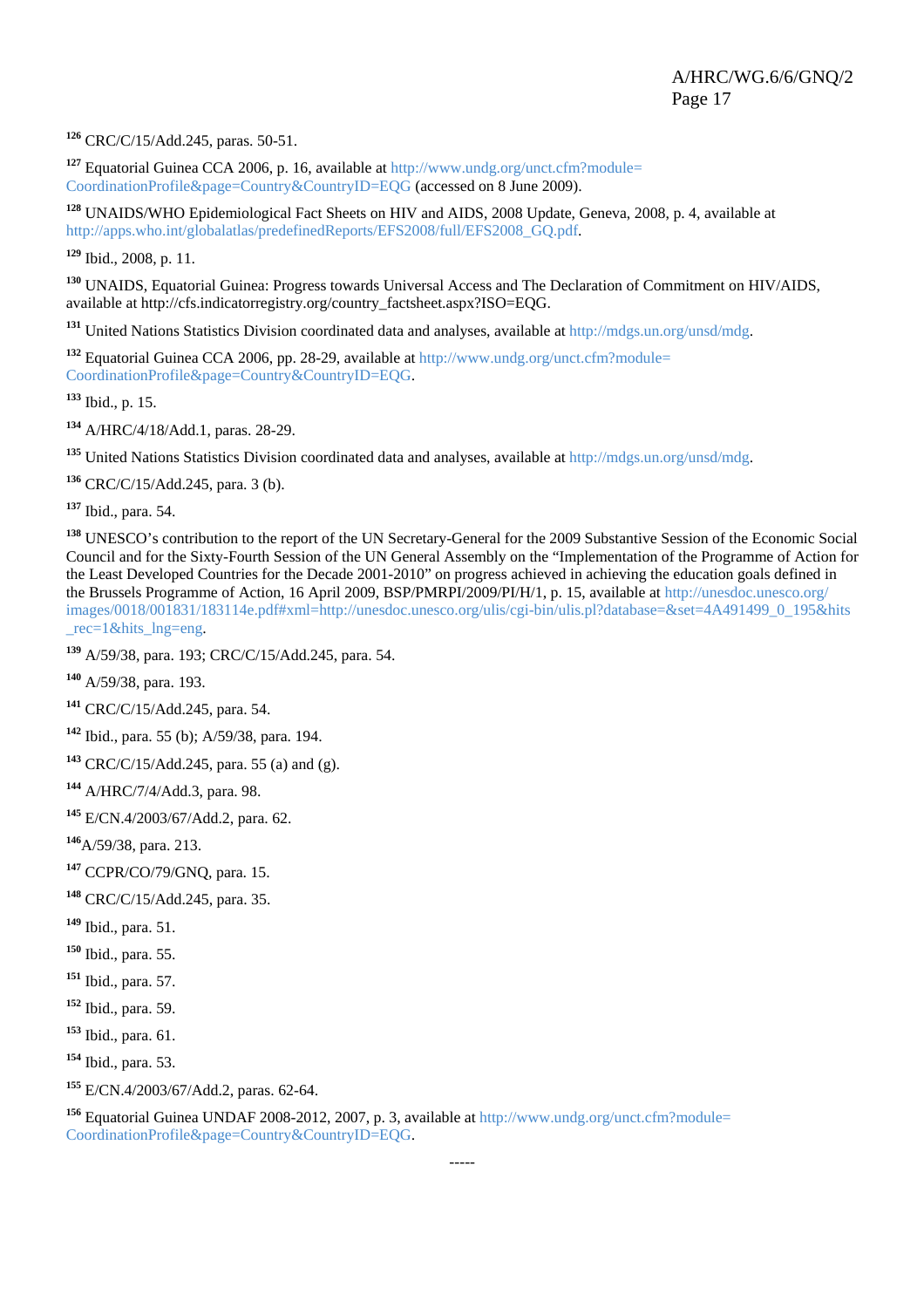[126] CRC/C/15/Add.245, paras. 50-51.

[127] Equatorial Guinea CCA 2006, p. 16, available at http://www.undg.org/unct.cfm?module=CoordinationProfile&page=Country&CountryID=EQG (accessed on 8 June 2009).

[128] UNAIDS/WHO Epidemiological Fact Sheets on HIV and AIDS, 2008 Update, Geneva, 2008, p. 4, available at http://apps.who.int/globalatlas/predefinedReports/EFS2008/full/EFS2008_GQ.pdf.

[129] Ibid., 2008, p. 11.

[130] UNAIDS, Equatorial Guinea: Progress towards Universal Access and The Declaration of Commitment on HIV/AIDS, available at http://cfs.indicatorregistry.org/country_factsheet.aspx?ISO=EQG.

[131] United Nations Statistics Division coordinated data and analyses, available at http://mdgs.un.org/unsd/mdg.

[132] Equatorial Guinea CCA 2006, pp. 28-29, available at http://www.undg.org/unct.cfm?module=CoordinationProfile&page=Country&CountryID=EQG.

[133] Ibid., p. 15.

[134] A/HRC/4/18/Add.1, paras. 28-29.

[135] United Nations Statistics Division coordinated data and analyses, available at http://mdgs.un.org/unsd/mdg.

[136] CRC/C/15/Add.245, para. 3 (b).

[137] Ibid., para. 54.

[138] UNESCO's contribution to the report of the UN Secretary-General for the 2009 Substantive Session of the Economic Social Council and for the Sixty-Fourth Session of the UN General Assembly on the "Implementation of the Programme of Action for the Least Developed Countries for the Decade 2001-2010" on progress achieved in achieving the education goals defined in the Brussels Programme of Action, 16 April 2009, BSP/PMRPI/2009/PI/H/1, p. 15, available at http://unesdoc.unesco.org/images/0018/001831/183114e.pdf#xml=http://unesdoc.unesco.org/ulis/cgi-bin/ulis.pl?database=&set=4A491499_0_195&hits_rec=1&hits_lng=eng.

[139] A/59/38, para. 193; CRC/C/15/Add.245, para. 54.

[140] A/59/38, para. 193.

[141] CRC/C/15/Add.245, para. 54.

[142] Ibid., para. 55 (b); A/59/38, para. 194.

[143] CRC/C/15/Add.245, para. 55 (a) and (g).

[144] A/HRC/7/4/Add.3, para. 98.

[145] E/CN.4/2003/67/Add.2, para. 62.

[146] A/59/38, para. 213.

[147] CCPR/CO/79/GNQ, para. 15.

[148] CRC/C/15/Add.245, para. 35.

[149] Ibid., para. 51.

[150] Ibid., para. 55.

[151] Ibid., para. 57.

[152] Ibid., para. 59.

[153] Ibid., para. 61.

[154] Ibid., para. 53.

[155] E/CN.4/2003/67/Add.2, paras. 62-64.

[156] Equatorial Guinea UNDAF 2008-2012, 2007, p. 3, available at http://www.undg.org/unct.cfm?module=CoordinationProfile&page=Country&CountryID=EQG.

-----